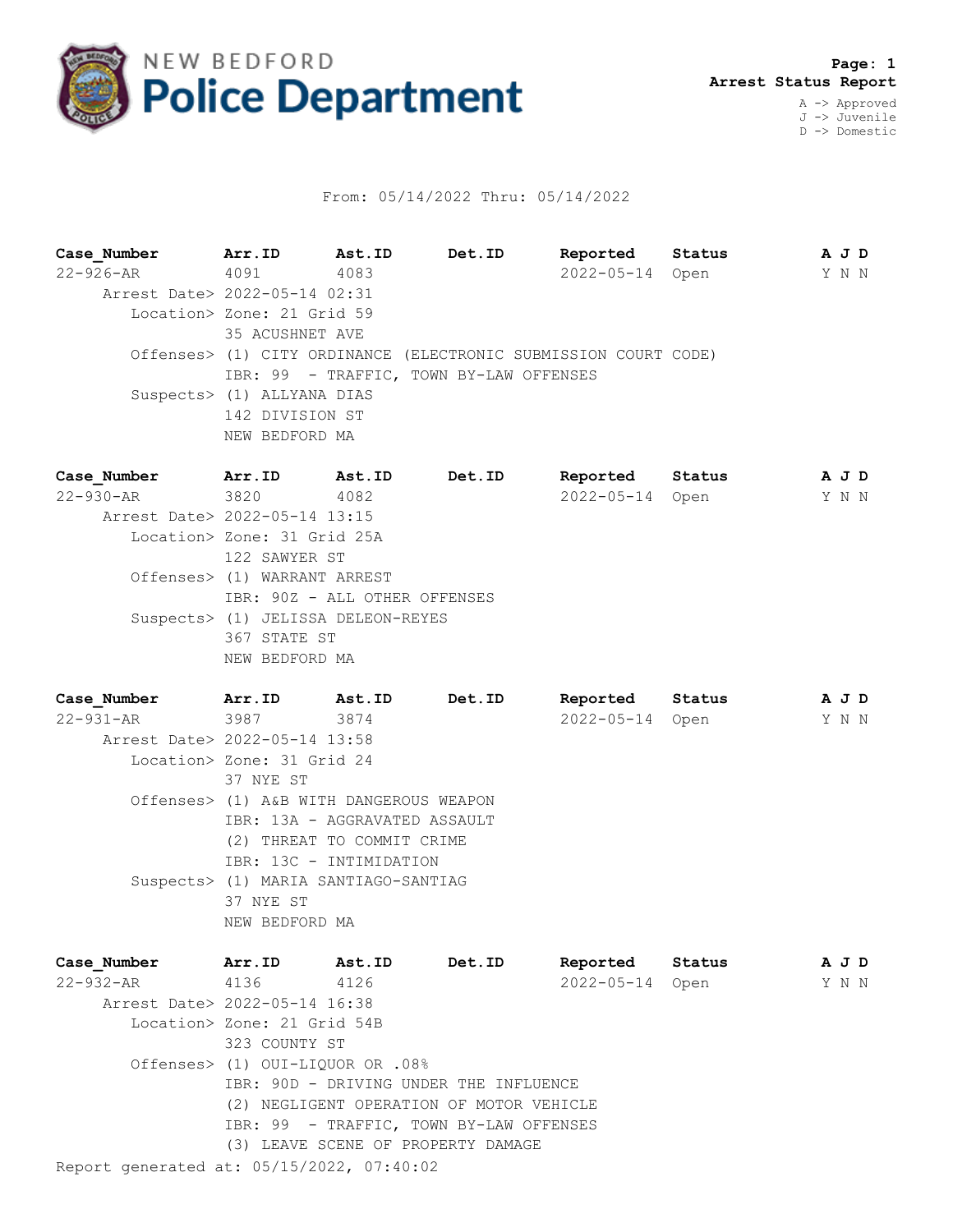# NEW BEDFORD Police Department

**Arrest Status Report**

A -> Approved
J -> Juvenile
D -> Domestic

From: 05/14/2022 Thru: 05/14/2022

| Case_Number | Arr.ID | Ast.ID | Det.ID | Reported | Status | A | J | D |
|---|---|---|---|---|---|---|---|---|
| 22-926-AR | 4091 | 4083 | | 2022-05-14 | Open | Y | N | N |

Arrest Date> 2022-05-14 02:31
Location> Zone: 21 Grid 59
35 ACUSHNET AVE
Offenses> (1) CITY ORDINANCE (ELECTRONIC SUBMISSION COURT CODE)
IBR: 99 - TRAFFIC, TOWN BY-LAW OFFENSES
Suspects> (1) ALLYANA DIAS
142 DIVISION ST
NEW BEDFORD MA

| Case_Number | Arr.ID | Ast.ID | Det.ID | Reported | Status | A | J | D |
|---|---|---|---|---|---|---|---|---|
| 22-930-AR | 3820 | 4082 | | 2022-05-14 | Open | Y | N | N |

Arrest Date> 2022-05-14 13:15
Location> Zone: 31 Grid 25A
122 SAWYER ST
Offenses> (1) WARRANT ARREST
IBR: 90Z - ALL OTHER OFFENSES
Suspects> (1) JELISSA DELEON-REYES
367 STATE ST
NEW BEDFORD MA

| Case_Number | Arr.ID | Ast.ID | Det.ID | Reported | Status | A | J | D |
|---|---|---|---|---|---|---|---|---|
| 22-931-AR | 3987 | 3874 | | 2022-05-14 | Open | Y | N | N |

Arrest Date> 2022-05-14 13:58
Location> Zone: 31 Grid 24
37 NYE ST
Offenses> (1) A&B WITH DANGEROUS WEAPON
IBR: 13A - AGGRAVATED ASSAULT
(2) THREAT TO COMMIT CRIME
IBR: 13C - INTIMIDATION
Suspects> (1) MARIA SANTIAGO-SANTIAG
37 NYE ST
NEW BEDFORD MA

| Case_Number | Arr.ID | Ast.ID | Det.ID | Reported | Status | A | J | D |
|---|---|---|---|---|---|---|---|---|
| 22-932-AR | 4136 | 4126 | | 2022-05-14 | Open | Y | N | N |

Arrest Date> 2022-05-14 16:38
Location> Zone: 21 Grid 54B
323 COUNTY ST
Offenses> (1) OUI-LIQUOR OR .08%
IBR: 90D - DRIVING UNDER THE INFLUENCE
(2) NEGLIGENT OPERATION OF MOTOR VEHICLE
IBR: 99 - TRAFFIC, TOWN BY-LAW OFFENSES
(3) LEAVE SCENE OF PROPERTY DAMAGE

Report generated at: 05/15/2022, 07:40:02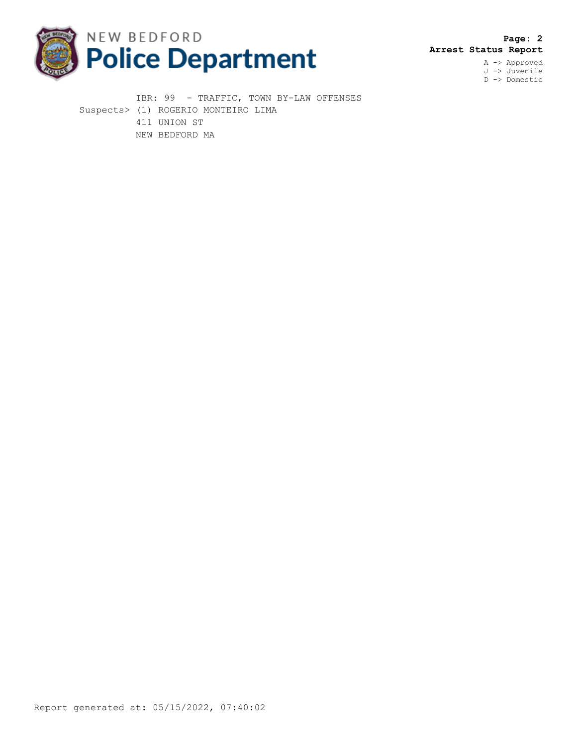# NEW BEDFORD Police Department

**Arrest Status Report**

A -> Approved
J -> Juvenile
D -> Domestic

IBR: 99 - TRAFFIC, TOWN BY-LAW OFFENSES

Suspects> (1) ROGERIO MONTEIRO LIMA
411 UNION ST
NEW BEDFORD MA

Report generated at: 05/15/2022, 07:40:02